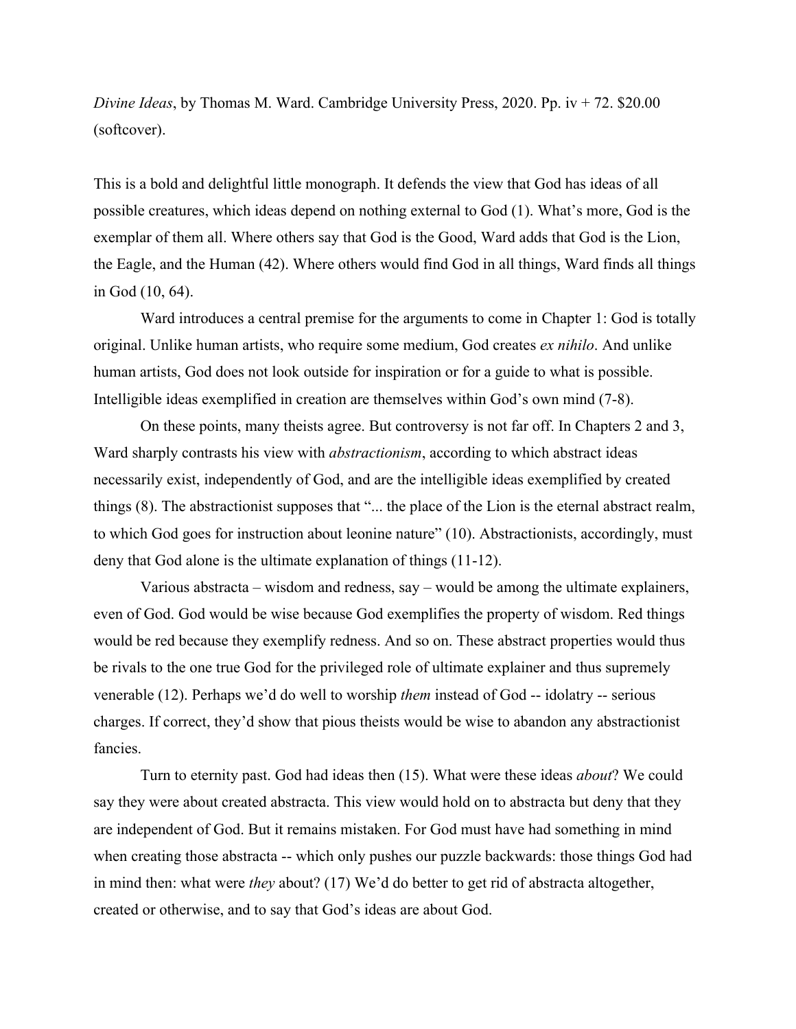*Divine Ideas*, by Thomas M. Ward. Cambridge University Press, 2020. Pp. iv + 72. $20.00 (softcover).

This is a bold and delightful little monograph. It defends the view that God has ideas of all possible creatures, which ideas depend on nothing external to God (1). What's more, God is the exemplar of them all. Where others say that God is the Good, Ward adds that God is the Lion, the Eagle, and the Human (42). Where others would find God in all things, Ward finds all things in God (10, 64).

Ward introduces a central premise for the arguments to come in Chapter 1: God is totally original. Unlike human artists, who require some medium, God creates *ex nihilo*. And unlike human artists, God does not look outside for inspiration or for a guide to what is possible. Intelligible ideas exemplified in creation are themselves within God's own mind (7-8).

On these points, many theists agree. But controversy is not far off. In Chapters 2 and 3, Ward sharply contrasts his view with *abstractionism*, according to which abstract ideas necessarily exist, independently of God, and are the intelligible ideas exemplified by created things (8). The abstractionist supposes that "... the place of the Lion is the eternal abstract realm, to which God goes for instruction about leonine nature" (10). Abstractionists, accordingly, must deny that God alone is the ultimate explanation of things (11-12).

Various abstracta – wisdom and redness, say – would be among the ultimate explainers, even of God. God would be wise because God exemplifies the property of wisdom. Red things would be red because they exemplify redness. And so on. These abstract properties would thus be rivals to the one true God for the privileged role of ultimate explainer and thus supremely venerable (12). Perhaps we'd do well to worship *them* instead of God -- idolatry -- serious charges. If correct, they'd show that pious theists would be wise to abandon any abstractionist fancies.

Turn to eternity past. God had ideas then (15). What were these ideas *about*? We could say they were about created abstracta. This view would hold on to abstracta but deny that they are independent of God. But it remains mistaken. For God must have had something in mind when creating those abstracta -- which only pushes our puzzle backwards: those things God had in mind then: what were *they* about? (17) We'd do better to get rid of abstracta altogether, created or otherwise, and to say that God's ideas are about God.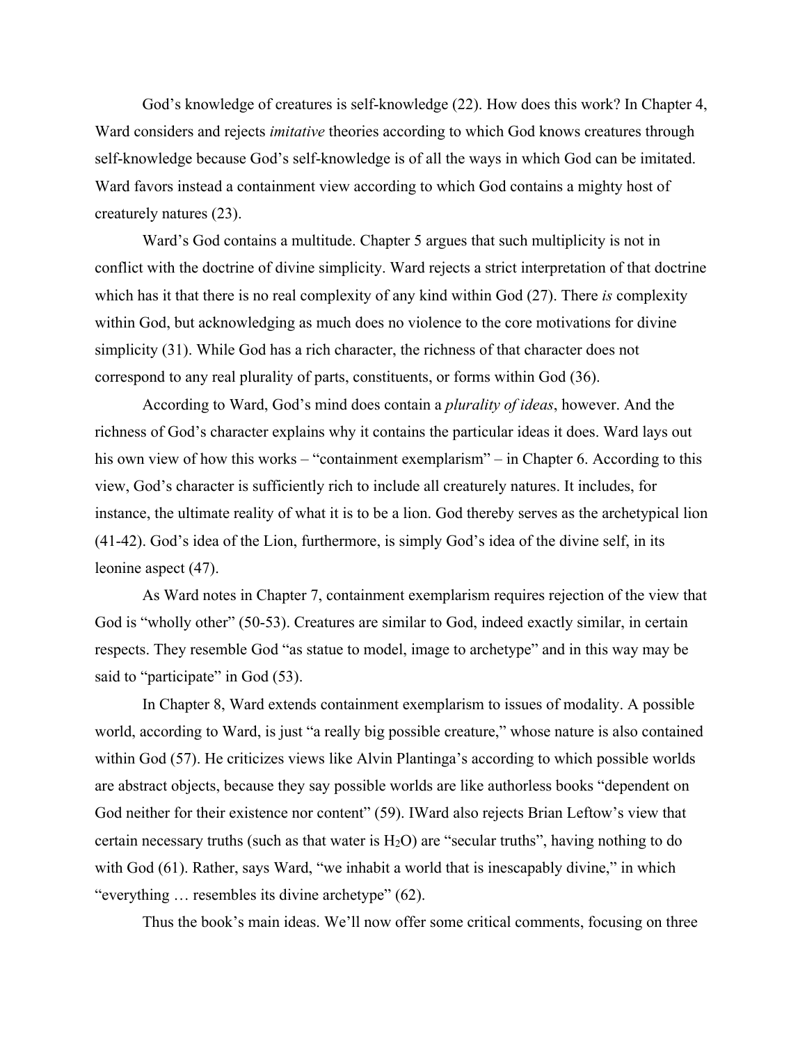God's knowledge of creatures is self-knowledge (22). How does this work? In Chapter 4, Ward considers and rejects *imitative* theories according to which God knows creatures through self-knowledge because God's self-knowledge is of all the ways in which God can be imitated. Ward favors instead a containment view according to which God contains a mighty host of creaturely natures (23).

Ward's God contains a multitude. Chapter 5 argues that such multiplicity is not in conflict with the doctrine of divine simplicity. Ward rejects a strict interpretation of that doctrine which has it that there is no real complexity of any kind within God (27). There *is* complexity within God, but acknowledging as much does no violence to the core motivations for divine simplicity (31). While God has a rich character, the richness of that character does not correspond to any real plurality of parts, constituents, or forms within God (36).

According to Ward, God's mind does contain a *plurality of ideas*, however. And the richness of God's character explains why it contains the particular ideas it does. Ward lays out his own view of how this works – "containment exemplarism" – in Chapter 6. According to this view, God's character is sufficiently rich to include all creaturely natures. It includes, for instance, the ultimate reality of what it is to be a lion. God thereby serves as the archetypical lion (41-42). God's idea of the Lion, furthermore, is simply God's idea of the divine self, in its leonine aspect (47).

As Ward notes in Chapter 7, containment exemplarism requires rejection of the view that God is "wholly other" (50-53). Creatures are similar to God, indeed exactly similar, in certain respects. They resemble God "as statue to model, image to archetype" and in this way may be said to "participate" in God (53).

In Chapter 8, Ward extends containment exemplarism to issues of modality. A possible world, according to Ward, is just "a really big possible creature," whose nature is also contained within God (57). He criticizes views like Alvin Plantinga's according to which possible worlds are abstract objects, because they say possible worlds are like authorless books "dependent on God neither for their existence nor content" (59). IWard also rejects Brian Leftow's view that certain necessary truths (such as that water is $H_2O$) are "secular truths", having nothing to do with God (61). Rather, says Ward, "we inhabit a world that is inescapably divine," in which "everything … resembles its divine archetype" (62).

Thus the book's main ideas. We'll now offer some critical comments, focusing on three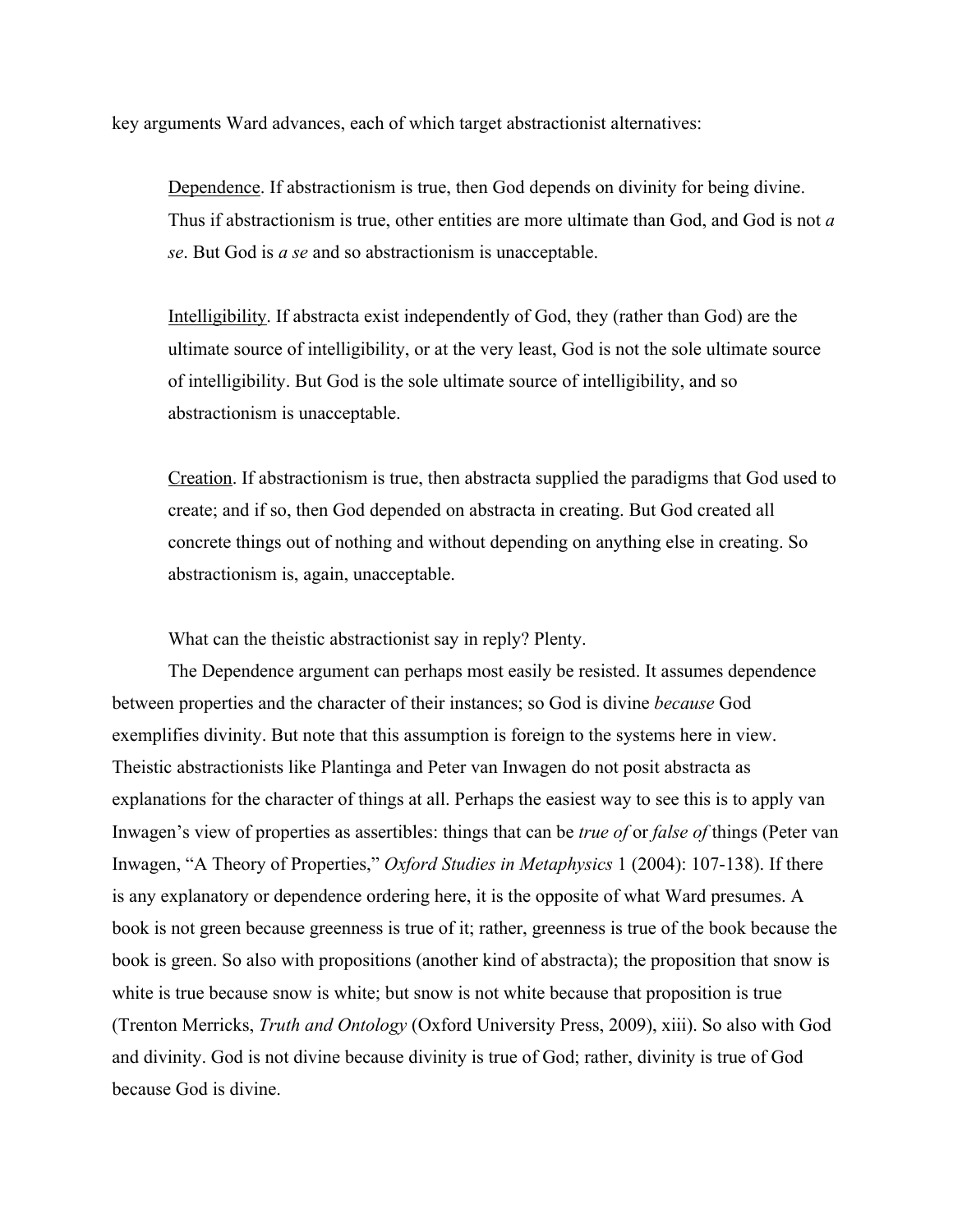key arguments Ward advances, each of which target abstractionist alternatives:

> Dependence. If abstractionism is true, then God depends on divinity for being divine. Thus if abstractionism is true, other entities are more ultimate than God, and God is not *a se*. But God is *a se* and so abstractionism is unacceptable.
>
> Intelligibility. If abstracta exist independently of God, they (rather than God) are the ultimate source of intelligibility, or at the very least, God is not the sole ultimate source of intelligibility. But God is the sole ultimate source of intelligibility, and so abstractionism is unacceptable.
>
> Creation. If abstractionism is true, then abstracta supplied the paradigms that God used to create; and if so, then God depended on abstracta in creating. But God created all concrete things out of nothing and without depending on anything else in creating. So abstractionism is, again, unacceptable.

What can the theistic abstractionist say in reply? Plenty.

The Dependence argument can perhaps most easily be resisted. It assumes dependence between properties and the character of their instances; so God is divine *because* God exemplifies divinity. But note that this assumption is foreign to the systems here in view. Theistic abstractionists like Plantinga and Peter van Inwagen do not posit abstracta as explanations for the character of things at all. Perhaps the easiest way to see this is to apply van Inwagen's view of properties as assertibles: things that can be *true of* or *false of* things (Peter van Inwagen, "A Theory of Properties," *Oxford Studies in Metaphysics* 1 (2004): 107-138). If there is any explanatory or dependence ordering here, it is the opposite of what Ward presumes. A book is not green because greenness is true of it; rather, greenness is true of the book because the book is green. So also with propositions (another kind of abstracta); the proposition that snow is white is true because snow is white; but snow is not white because that proposition is true (Trenton Merricks, *Truth and Ontology* (Oxford University Press, 2009), xiii). So also with God and divinity. God is not divine because divinity is true of God; rather, divinity is true of God because God is divine.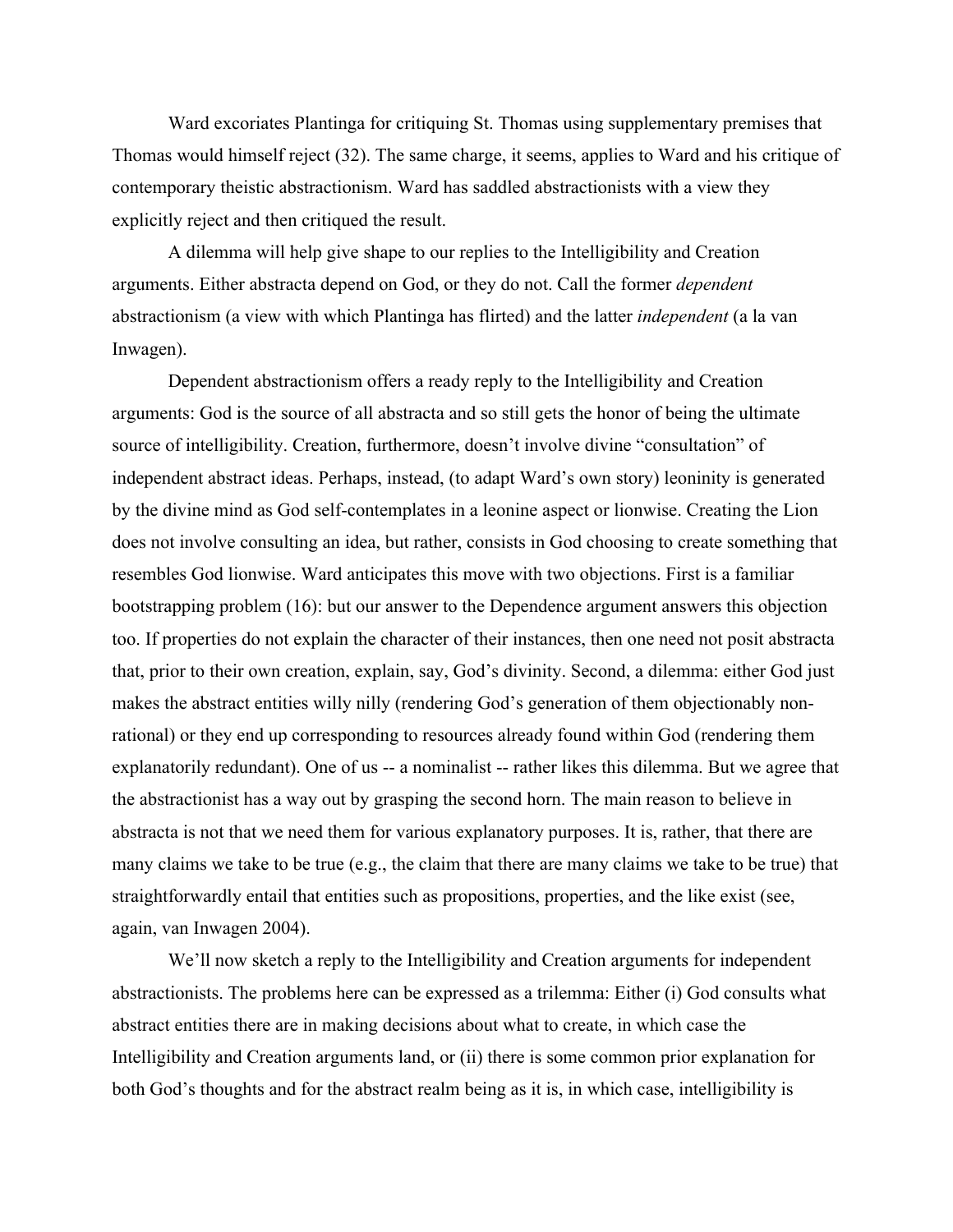Ward excoriates Plantinga for critiquing St. Thomas using supplementary premises that Thomas would himself reject (32). The same charge, it seems, applies to Ward and his critique of contemporary theistic abstractionism. Ward has saddled abstractionists with a view they explicitly reject and then critiqued the result.

A dilemma will help give shape to our replies to the Intelligibility and Creation arguments. Either abstracta depend on God, or they do not. Call the former *dependent* abstractionism (a view with which Plantinga has flirted) and the latter *independent* (a la van Inwagen).

Dependent abstractionism offers a ready reply to the Intelligibility and Creation arguments: God is the source of all abstracta and so still gets the honor of being the ultimate source of intelligibility. Creation, furthermore, doesn't involve divine "consultation" of independent abstract ideas. Perhaps, instead, (to adapt Ward's own story) leoninity is generated by the divine mind as God self-contemplates in a leonine aspect or lionwise. Creating the Lion does not involve consulting an idea, but rather, consists in God choosing to create something that resembles God lionwise. Ward anticipates this move with two objections. First is a familiar bootstrapping problem (16): but our answer to the Dependence argument answers this objection too. If properties do not explain the character of their instances, then one need not posit abstracta that, prior to their own creation, explain, say, God's divinity. Second, a dilemma: either God just makes the abstract entities willy nilly (rendering God's generation of them objectionably non-rational) or they end up corresponding to resources already found within God (rendering them explanatorily redundant). One of us -- a nominalist -- rather likes this dilemma. But we agree that the abstractionist has a way out by grasping the second horn. The main reason to believe in abstracta is not that we need them for various explanatory purposes. It is, rather, that there are many claims we take to be true (e.g., the claim that there are many claims we take to be true) that straightforwardly entail that entities such as propositions, properties, and the like exist (see, again, van Inwagen 2004).

We'll now sketch a reply to the Intelligibility and Creation arguments for independent abstractionists. The problems here can be expressed as a trilemma: Either (i) God consults what abstract entities there are in making decisions about what to create, in which case the Intelligibility and Creation arguments land, or (ii) there is some common prior explanation for both God's thoughts and for the abstract realm being as it is, in which case, intelligibility is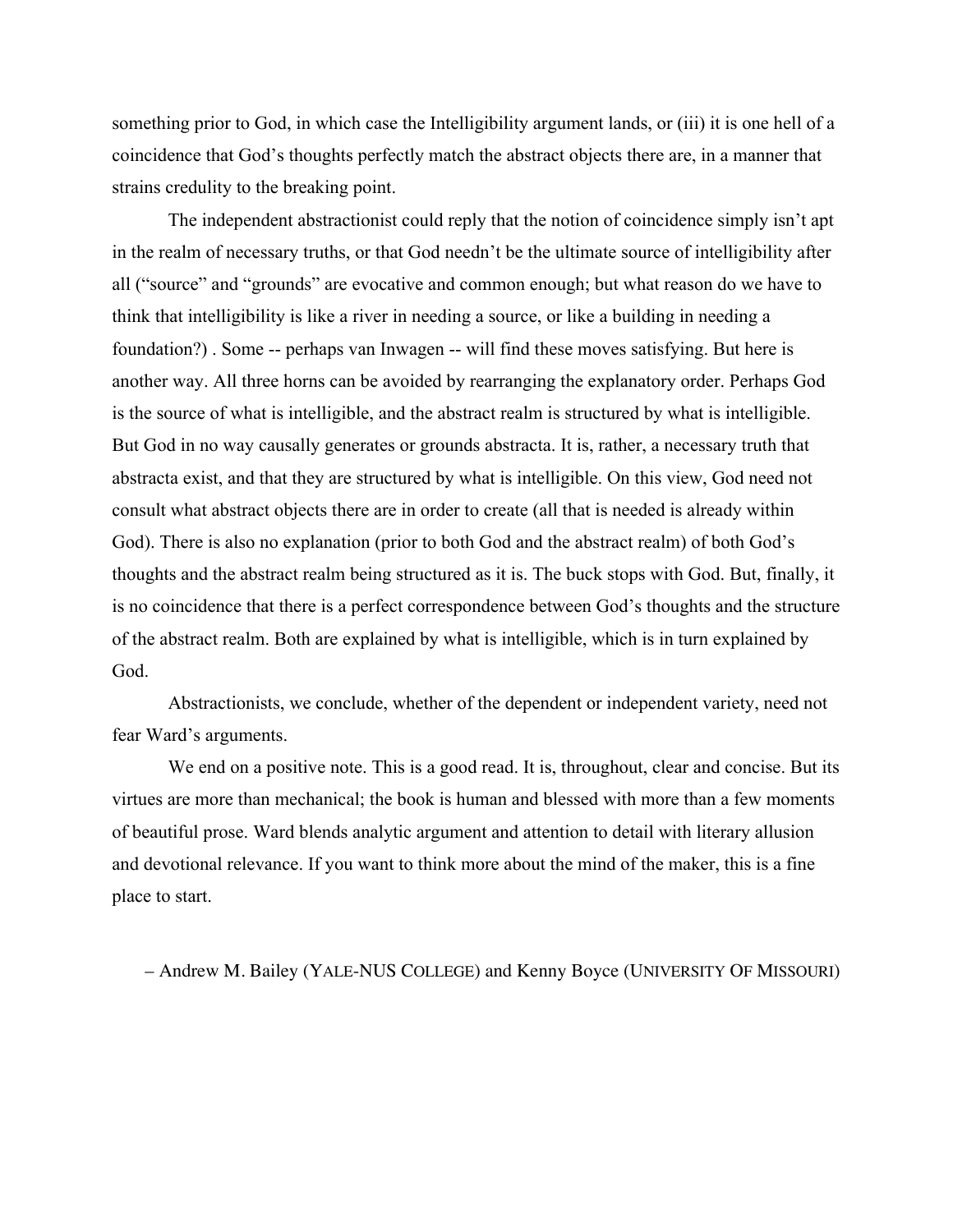something prior to God, in which case the Intelligibility argument lands, or (iii) it is one hell of a coincidence that God's thoughts perfectly match the abstract objects there are, in a manner that strains credulity to the breaking point.

The independent abstractionist could reply that the notion of coincidence simply isn't apt in the realm of necessary truths, or that God needn't be the ultimate source of intelligibility after all ("source" and "grounds" are evocative and common enough; but what reason do we have to think that intelligibility is like a river in needing a source, or like a building in needing a foundation?) . Some -- perhaps van Inwagen -- will find these moves satisfying. But here is another way. All three horns can be avoided by rearranging the explanatory order. Perhaps God is the source of what is intelligible, and the abstract realm is structured by what is intelligible. But God in no way causally generates or grounds abstracta. It is, rather, a necessary truth that abstracta exist, and that they are structured by what is intelligible. On this view, God need not consult what abstract objects there are in order to create (all that is needed is already within God). There is also no explanation (prior to both God and the abstract realm) of both God's thoughts and the abstract realm being structured as it is. The buck stops with God. But, finally, it is no coincidence that there is a perfect correspondence between God's thoughts and the structure of the abstract realm. Both are explained by what is intelligible, which is in turn explained by God.

Abstractionists, we conclude, whether of the dependent or independent variety, need not fear Ward's arguments.

We end on a positive note. This is a good read. It is, throughout, clear and concise. But its virtues are more than mechanical; the book is human and blessed with more than a few moments of beautiful prose. Ward blends analytic argument and attention to detail with literary allusion and devotional relevance. If you want to think more about the mind of the maker, this is a fine place to start.

– Andrew M. Bailey (YALE-NUS COLLEGE) and Kenny Boyce (UNIVERSITY OF MISSOURI)